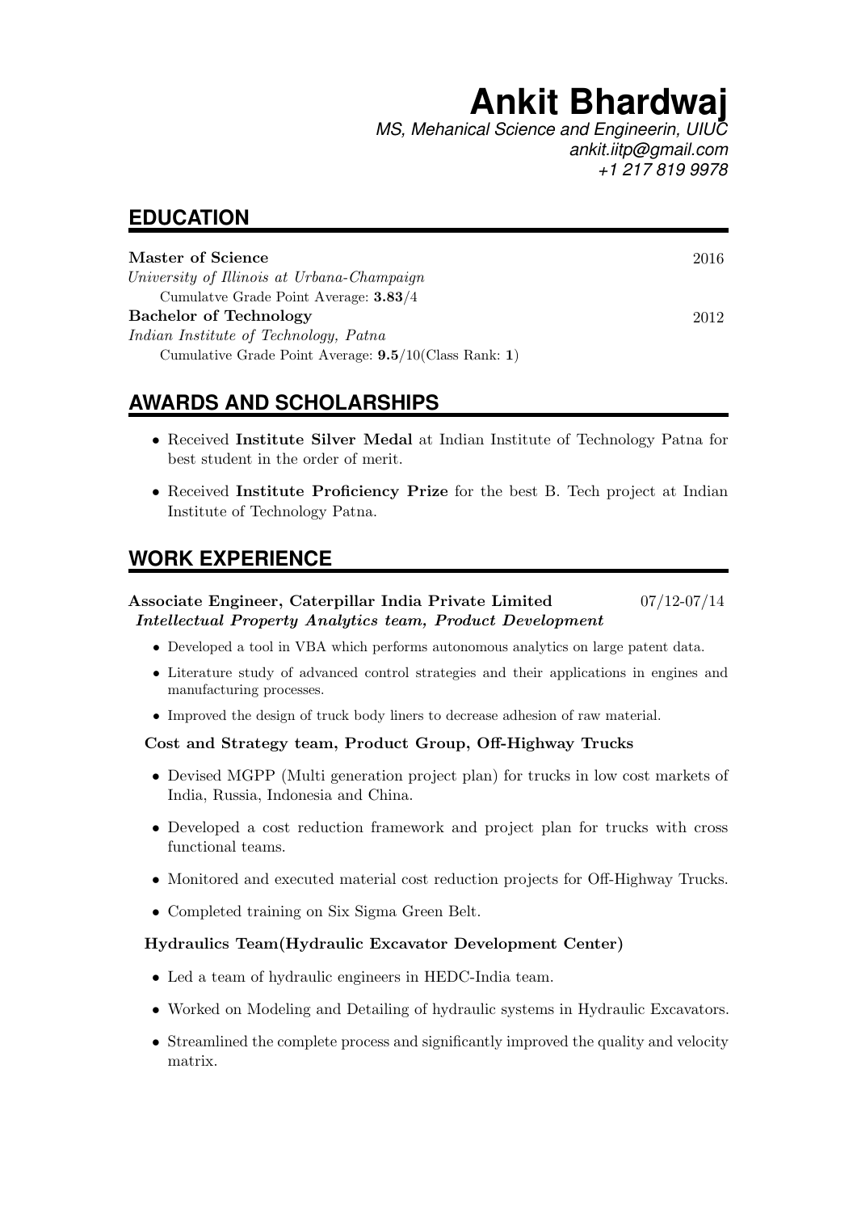# Ankit Bhardwaj

*MS, Mehanical Science and Engineerin, UIUC*
*ankit.iitp@gmail.com*
*+1 217 819 9978*

## EDUCATION

**Master of Science** — 2016
*University of Illinois at Urbana-Champaign*
Cumulatve Grade Point Average: **3.83**/4

**Bachelor of Technology** — 2012
*Indian Institute of Technology, Patna*
Cumulative Grade Point Average: **9.5**/10(Class Rank: **1**)

## AWARDS AND SCHOLARSHIPS

- Received **Institute Silver Medal** at Indian Institute of Technology Patna for best student in the order of merit.
- Received **Institute Proficiency Prize** for the best B. Tech project at Indian Institute of Technology Patna.

## WORK EXPERIENCE

**Associate Engineer, Caterpillar India Private Limited** — 07/12-07/14
***Intellectual Property Analytics team, Product Development***

- Developed a tool in VBA which performs autonomous analytics on large patent data.
- Literature study of advanced control strategies and their applications in engines and manufacturing processes.
- Improved the design of truck body liners to decrease adhesion of raw material.

**Cost and Strategy team, Product Group, Off-Highway Trucks**

- Devised MGPP (Multi generation project plan) for trucks in low cost markets of India, Russia, Indonesia and China.
- Developed a cost reduction framework and project plan for trucks with cross functional teams.
- Monitored and executed material cost reduction projects for Off-Highway Trucks.
- Completed training on Six Sigma Green Belt.

**Hydraulics Team(Hydraulic Excavator Development Center)**

- Led a team of hydraulic engineers in HEDC-India team.
- Worked on Modeling and Detailing of hydraulic systems in Hydraulic Excavators.
- Streamlined the complete process and significantly improved the quality and velocity matrix.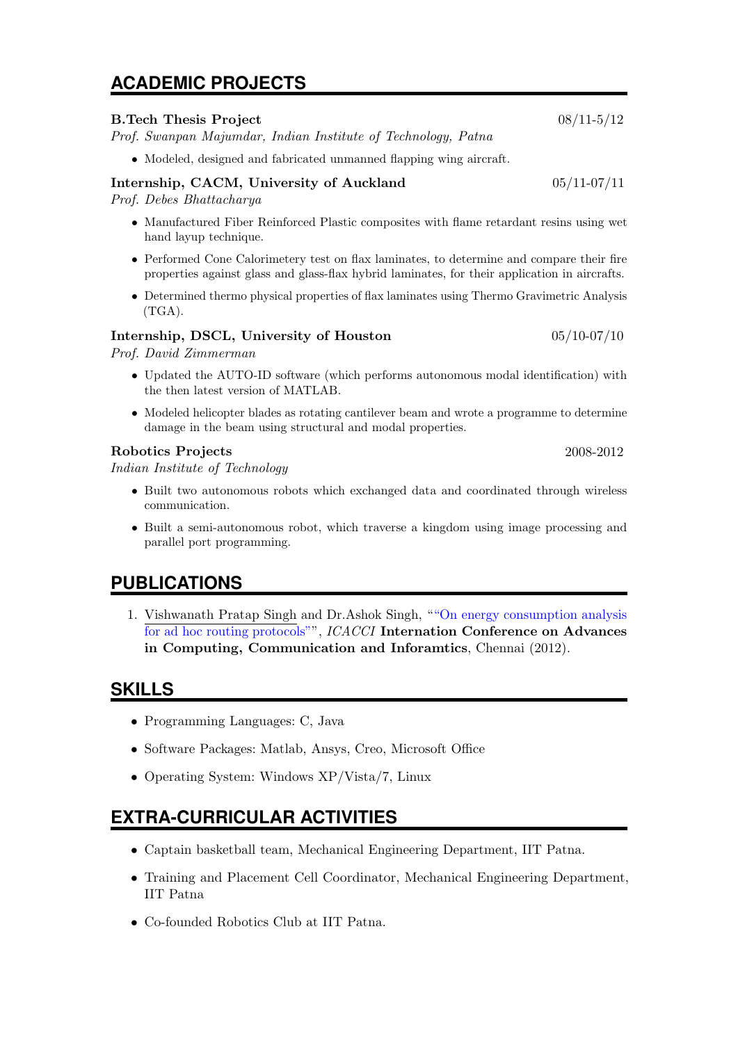## ACADEMIC PROJECTS

**B.Tech Thesis Project** 08/11-5/12
*Prof. Swanpan Majumdar, Indian Institute of Technology, Patna*

- Modeled, designed and fabricated unmanned flapping wing aircraft.

**Internship, CACM, University of Auckland** 05/11-07/11
*Prof. Debes Bhattacharya*

- Manufactured Fiber Reinforced Plastic composites with flame retardant resins using wet hand layup technique.
- Performed Cone Calorimetery test on flax laminates, to determine and compare their fire properties against glass and glass-flax hybrid laminates, for their application in aircrafts.
- Determined thermo physical properties of flax laminates using Thermo Gravimetric Analysis (TGA).

**Internship, DSCL, University of Houston** 05/10-07/10
*Prof. David Zimmerman*

- Updated the AUTO-ID software (which performs autonomous modal identification) with the then latest version of MATLAB.
- Modeled helicopter blades as rotating cantilever beam and wrote a programme to determine damage in the beam using structural and modal properties.

**Robotics Projects** 2008-2012
*Indian Institute of Technology*

- Built two autonomous robots which exchanged data and coordinated through wireless communication.
- Built a semi-autonomous robot, which traverse a kingdom using image processing and parallel port programming.

## PUBLICATIONS

1. Vishwanath Pratap Singh and Dr.Ashok Singh, "“On energy consumption analysis for ad hoc routing protocols”", *ICACCI* **Internation Conference on Advances in Computing, Communication and Inforamtics**, Chennai (2012).

## SKILLS

- Programming Languages: C, Java
- Software Packages: Matlab, Ansys, Creo, Microsoft Office
- Operating System: Windows XP/Vista/7, Linux

## EXTRA-CURRICULAR ACTIVITIES

- Captain basketball team, Mechanical Engineering Department, IIT Patna.
- Training and Placement Cell Coordinator, Mechanical Engineering Department, IIT Patna
- Co-founded Robotics Club at IIT Patna.